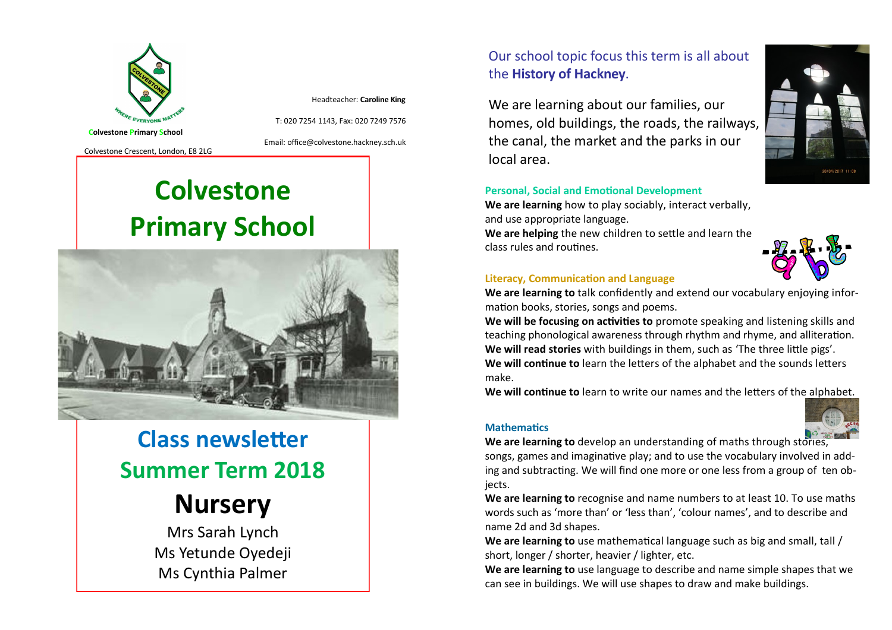Colvestone Primary School

Colvestone Crescent, London, E8 2LG

Headteacher: **Caroline King**

T: 020 7254 1143, Fax: 020 7249 7576

Email: office@colvestone.hackney.sch.uk

# Colvestone Primary School

## Class newsletter

## Summer Term 2018

# Nursery

Mrs Sarah Lynch
Ms Yetunde Oyedeji
Ms Cynthia Palmer

Our school topic focus this term is all about the **History of Hackney**.

We are learning about our families, our homes, old buildings, the roads, the railways, the canal, the market and the parks in our local area.

### Personal, Social and Emotional Development

**We are learning** how to play sociably, interact verbally, and use appropriate language.
**We are helping** the new children to settle and learn the class rules and routines.

### Literacy, Communication and Language

**We are learning to** talk confidently and extend our vocabulary enjoying information books, stories, songs and poems.
**We will be focusing on activities to** promote speaking and listening skills and teaching phonological awareness through rhythm and rhyme, and alliteration.
**We will read stories** with buildings in them, such as 'The three little pigs'.
**We will continue to** learn the letters of the alphabet and the sounds letters make.
**We will continue to** learn to write our names and the letters of the alphabet.

### Mathematics

**We are learning to** develop an understanding of maths through stories, songs, games and imaginative play; and to use the vocabulary involved in adding and subtracting. We will find one more or one less from a group of ten objects.
**We are learning to** recognise and name numbers to at least 10. To use maths words such as 'more than' or 'less than', 'colour names', and to describe and name 2d and 3d shapes.
**We are learning to** use mathematical language such as big and small, tall / short, longer / shorter, heavier / lighter, etc.
**We are learning to** use language to describe and name simple shapes that we can see in buildings. We will use shapes to draw and make buildings.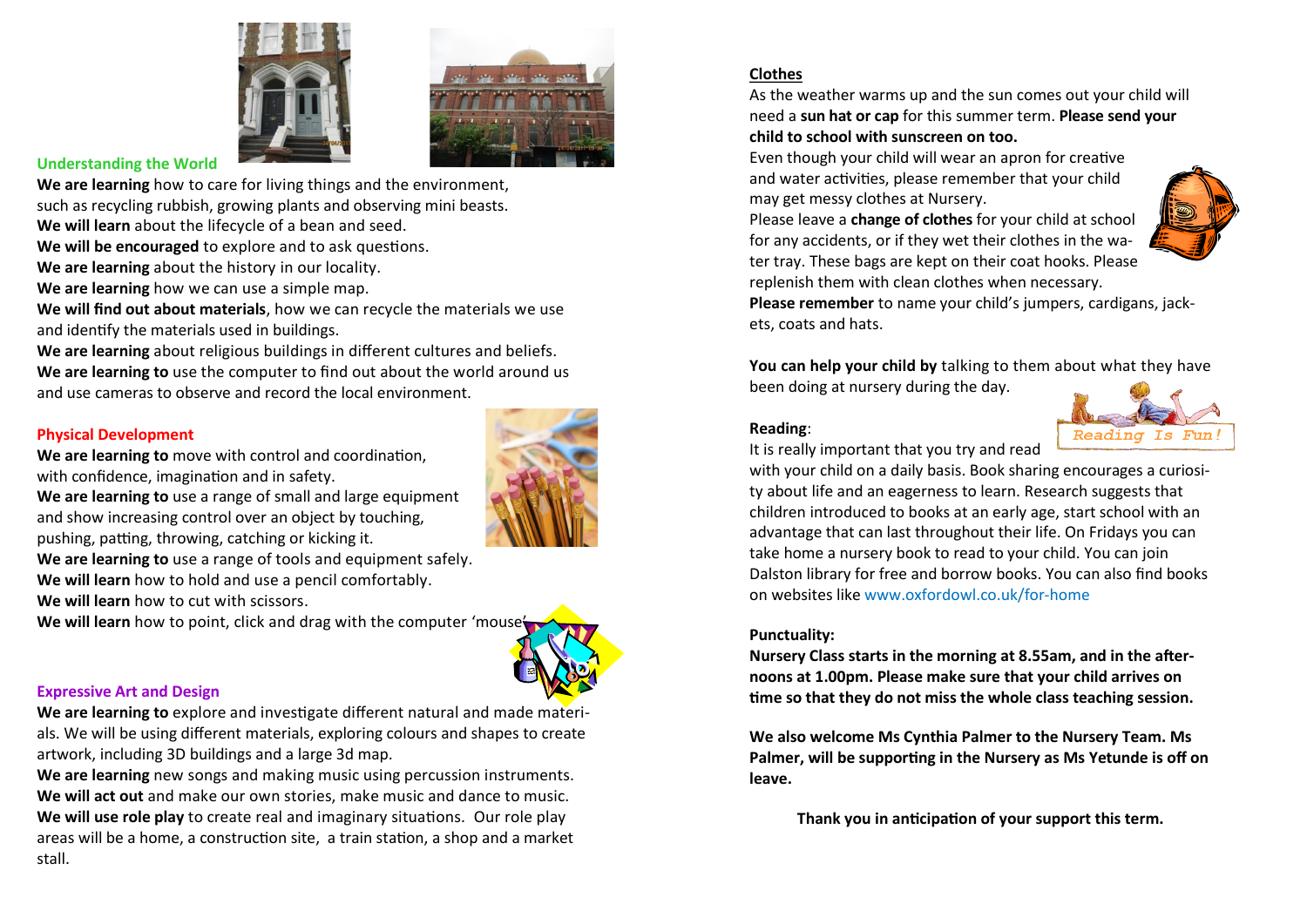### Understanding the World

**We are learning** how to care for living things and the environment, such as recycling rubbish, growing plants and observing mini beasts.
**We will learn** about the lifecycle of a bean and seed.
**We will be encouraged** to explore and to ask questions.
**We are learning** about the history in our locality.
**We are learning** how we can use a simple map.
**We will find out about materials**, how we can recycle the materials we use and identify the materials used in buildings.
**We are learning** about religious buildings in different cultures and beliefs.
**We are learning to** use the computer to find out about the world around us and use cameras to observe and record the local environment.

### Physical Development

**We are learning to** move with control and coordination, with confidence, imagination and in safety.
**We are learning to** use a range of small and large equipment and show increasing control over an object by touching, pushing, patting, throwing, catching or kicking it.
**We are learning to** use a range of tools and equipment safely.
**We will learn** how to hold and use a pencil comfortably.
**We will learn** how to cut with scissors.
**We will learn** how to point, click and drag with the computer 'mouse'.

### Expressive Art and Design

**We are learning to** explore and investigate different natural and made materials. We will be using different materials, exploring colours and shapes to create artwork, including 3D buildings and a large 3d map.
**We are learning** new songs and making music using percussion instruments.
**We will act out** and make our own stories, make music and dance to music.
**We will use role play** to create real and imaginary situations. Our role play areas will be a home, a construction site, a train station, a shop and a market stall.

### Clothes

As the weather warms up and the sun comes out your child will need a **sun hat or cap** for this summer term. **Please send your child to school with sunscreen on too.**
Even though your child will wear an apron for creative and water activities, please remember that your child may get messy clothes at Nursery.
Please leave a **change of clothes** for your child at school for any accidents, or if they wet their clothes in the water tray. These bags are kept on their coat hooks. Please replenish them with clean clothes when necessary.
**Please remember** to name your child's jumpers, cardigans, jackets, coats and hats.

**You can help your child by** talking to them about what they have been doing at nursery during the day.

**Reading**:
It is really important that you try and read with your child on a daily basis. Book sharing encourages a curiosity about life and an eagerness to learn. Research suggests that children introduced to books at an early age, start school with an advantage that can last throughout their life. On Fridays you can take home a nursery book to read to your child. You can join Dalston library for free and borrow books. You can also find books on websites like www.oxfordowl.co.uk/for-home

**Punctuality:**
**Nursery Class starts in the morning at 8.55am, and in the afternoons at 1.00pm. Please make sure that your child arrives on time so that they do not miss the whole class teaching session.**

**We also welcome Ms Cynthia Palmer to the Nursery Team. Ms Palmer, will be supporting in the Nursery as Ms Yetunde is off on leave.**

**Thank you in anticipation of your support this term.**